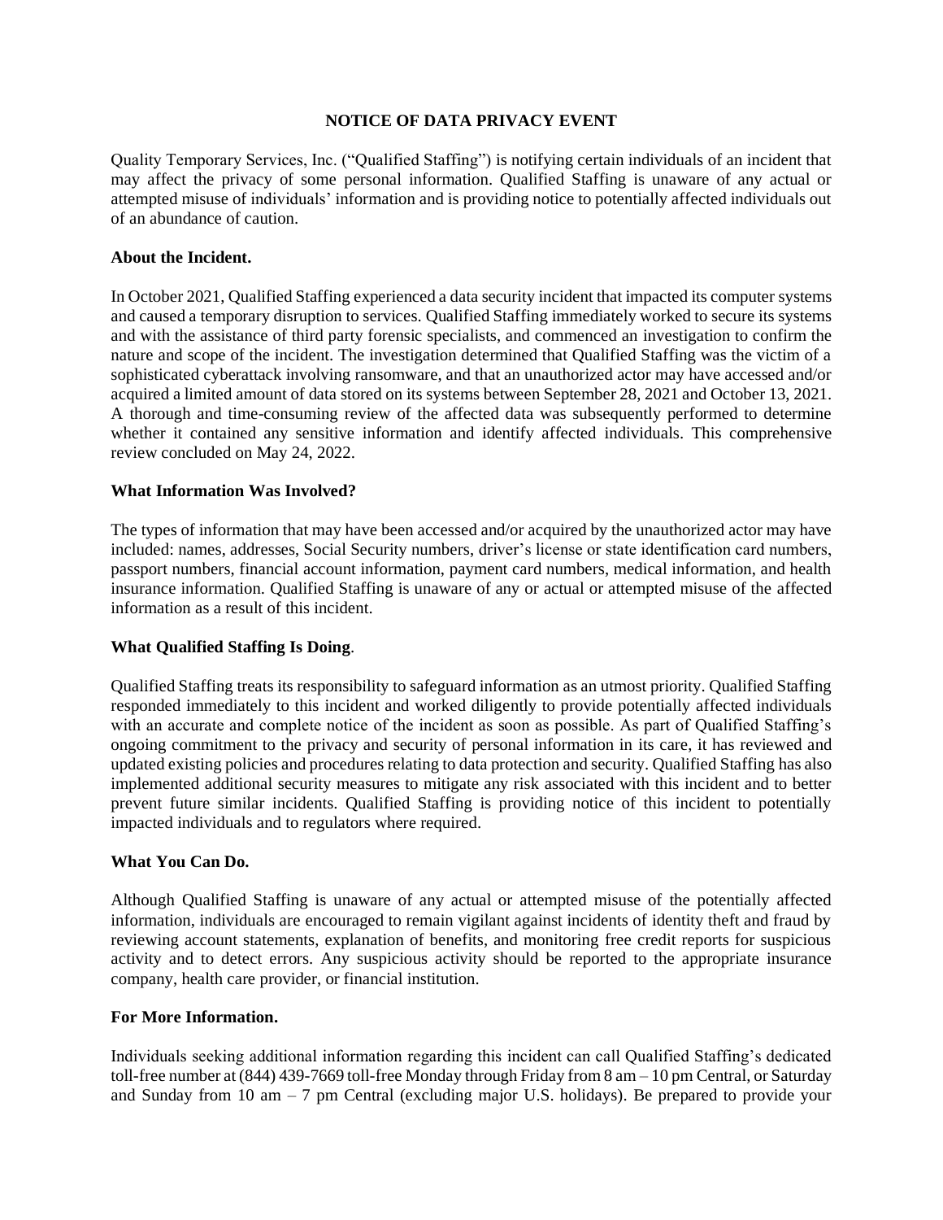# NOTICE OF DATA PRIVACY EVENT

Quality Temporary Services, Inc. ("Qualified Staffing") is notifying certain individuals of an incident that may affect the privacy of some personal information. Qualified Staffing is unaware of any actual or attempted misuse of individuals' information and is providing notice to potentially affected individuals out of an abundance of caution.

**About the Incident.**

In October 2021, Qualified Staffing experienced a data security incident that impacted its computer systems and caused a temporary disruption to services. Qualified Staffing immediately worked to secure its systems and with the assistance of third party forensic specialists, and commenced an investigation to confirm the nature and scope of the incident. The investigation determined that Qualified Staffing was the victim of a sophisticated cyberattack involving ransomware, and that an unauthorized actor may have accessed and/or acquired a limited amount of data stored on its systems between September 28, 2021 and October 13, 2021. A thorough and time-consuming review of the affected data was subsequently performed to determine whether it contained any sensitive information and identify affected individuals. This comprehensive review concluded on May 24, 2022.

**What Information Was Involved?**

The types of information that may have been accessed and/or acquired by the unauthorized actor may have included: names, addresses, Social Security numbers, driver's license or state identification card numbers, passport numbers, financial account information, payment card numbers, medical information, and health insurance information. Qualified Staffing is unaware of any or actual or attempted misuse of the affected information as a result of this incident.

**What Qualified Staffing Is Doing**.

Qualified Staffing treats its responsibility to safeguard information as an utmost priority. Qualified Staffing responded immediately to this incident and worked diligently to provide potentially affected individuals with an accurate and complete notice of the incident as soon as possible. As part of Qualified Staffing's ongoing commitment to the privacy and security of personal information in its care, it has reviewed and updated existing policies and procedures relating to data protection and security. Qualified Staffing has also implemented additional security measures to mitigate any risk associated with this incident and to better prevent future similar incidents. Qualified Staffing is providing notice of this incident to potentially impacted individuals and to regulators where required.

**What You Can Do.**

Although Qualified Staffing is unaware of any actual or attempted misuse of the potentially affected information, individuals are encouraged to remain vigilant against incidents of identity theft and fraud by reviewing account statements, explanation of benefits, and monitoring free credit reports for suspicious activity and to detect errors. Any suspicious activity should be reported to the appropriate insurance company, health care provider, or financial institution.

**For More Information.**

Individuals seeking additional information regarding this incident can call Qualified Staffing's dedicated toll-free number at (844) 439-7669 toll-free Monday through Friday from 8 am – 10 pm Central, or Saturday and Sunday from 10 am – 7 pm Central (excluding major U.S. holidays). Be prepared to provide your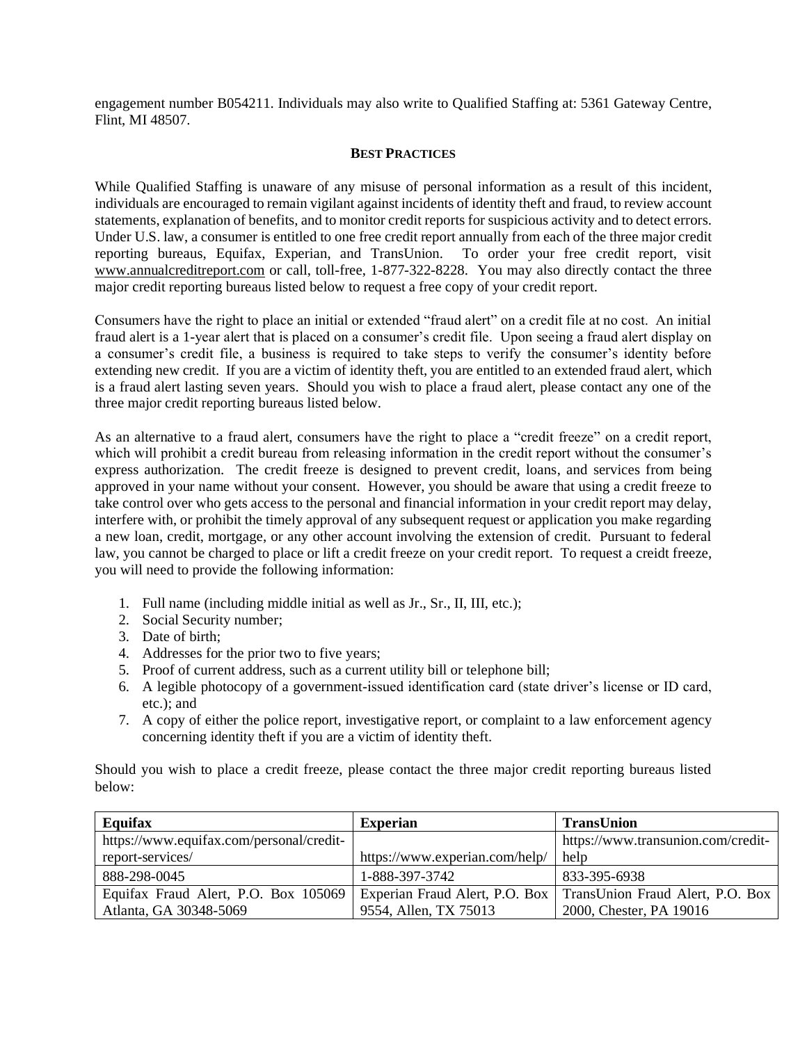engagement number B054211. Individuals may also write to Qualified Staffing at: 5361 Gateway Centre, Flint, MI 48507.

**BEST PRACTICES**

While Qualified Staffing is unaware of any misuse of personal information as a result of this incident, individuals are encouraged to remain vigilant against incidents of identity theft and fraud, to review account statements, explanation of benefits, and to monitor credit reports for suspicious activity and to detect errors. Under U.S. law, a consumer is entitled to one free credit report annually from each of the three major credit reporting bureaus, Equifax, Experian, and TransUnion. To order your free credit report, visit www.annualcreditreport.com or call, toll-free, 1-877-322-8228. You may also directly contact the three major credit reporting bureaus listed below to request a free copy of your credit report.

Consumers have the right to place an initial or extended "fraud alert" on a credit file at no cost. An initial fraud alert is a 1-year alert that is placed on a consumer's credit file. Upon seeing a fraud alert display on a consumer's credit file, a business is required to take steps to verify the consumer's identity before extending new credit. If you are a victim of identity theft, you are entitled to an extended fraud alert, which is a fraud alert lasting seven years. Should you wish to place a fraud alert, please contact any one of the three major credit reporting bureaus listed below.

As an alternative to a fraud alert, consumers have the right to place a "credit freeze" on a credit report, which will prohibit a credit bureau from releasing information in the credit report without the consumer's express authorization. The credit freeze is designed to prevent credit, loans, and services from being approved in your name without your consent. However, you should be aware that using a credit freeze to take control over who gets access to the personal and financial information in your credit report may delay, interfere with, or prohibit the timely approval of any subsequent request or application you make regarding a new loan, credit, mortgage, or any other account involving the extension of credit. Pursuant to federal law, you cannot be charged to place or lift a credit freeze on your credit report. To request a creidt freeze, you will need to provide the following information:

1. Full name (including middle initial as well as Jr., Sr., II, III, etc.);
2. Social Security number;
3. Date of birth;
4. Addresses for the prior two to five years;
5. Proof of current address, such as a current utility bill or telephone bill;
6. A legible photocopy of a government-issued identification card (state driver's license or ID card, etc.); and
7. A copy of either the police report, investigative report, or complaint to a law enforcement agency concerning identity theft if you are a victim of identity theft.

Should you wish to place a credit freeze, please contact the three major credit reporting bureaus listed below:

| Equifax | Experian | TransUnion |
|---|---|---|
| https://www.equifax.com/personal/credit-report-services/ | https://www.experian.com/help/ | https://www.transunion.com/credit-help |
| 888-298-0045 | 1-888-397-3742 | 833-395-6938 |
| Equifax Fraud Alert, P.O. Box 105069 Atlanta, GA 30348-5069 | Experian Fraud Alert, P.O. Box 9554, Allen, TX 75013 | TransUnion Fraud Alert, P.O. Box 2000, Chester, PA 19016 |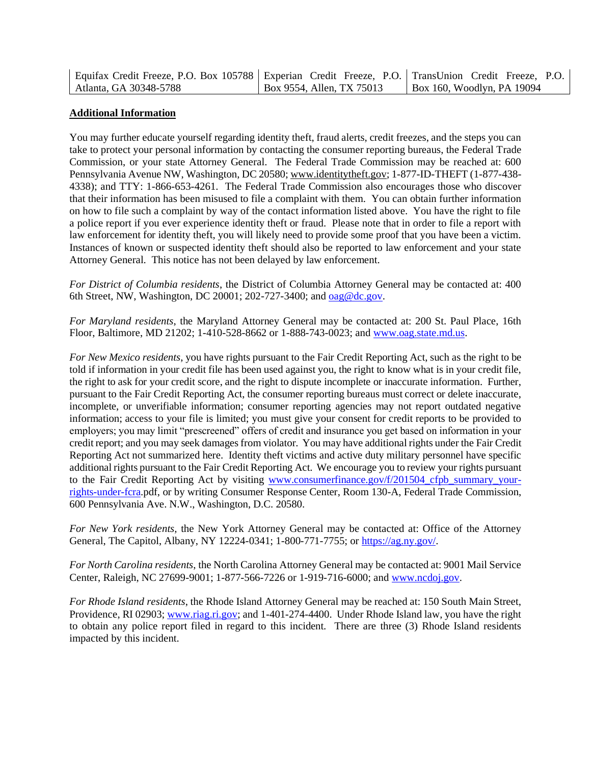| | | |
|---|---|---|
| Equifax Credit Freeze, P.O. Box 105788 Atlanta, GA 30348-5788 | Experian Credit Freeze, P.O. Box 9554, Allen, TX 75013 | TransUnion Credit Freeze, P.O. Box 160, Woodlyn, PA 19094 |

**Additional Information**

You may further educate yourself regarding identity theft, fraud alerts, credit freezes, and the steps you can take to protect your personal information by contacting the consumer reporting bureaus, the Federal Trade Commission, or your state Attorney General. The Federal Trade Commission may be reached at: 600 Pennsylvania Avenue NW, Washington, DC 20580; www.identitytheft.gov; 1-877-ID-THEFT (1-877-438-4338); and TTY: 1-866-653-4261. The Federal Trade Commission also encourages those who discover that their information has been misused to file a complaint with them. You can obtain further information on how to file such a complaint by way of the contact information listed above. You have the right to file a police report if you ever experience identity theft or fraud. Please note that in order to file a report with law enforcement for identity theft, you will likely need to provide some proof that you have been a victim. Instances of known or suspected identity theft should also be reported to law enforcement and your state Attorney General. This notice has not been delayed by law enforcement.

*For District of Columbia residents*, the District of Columbia Attorney General may be contacted at: 400 6th Street, NW, Washington, DC 20001; 202-727-3400; and oag@dc.gov.

*For Maryland residents*, the Maryland Attorney General may be contacted at: 200 St. Paul Place, 16th Floor, Baltimore, MD 21202; 1-410-528-8662 or 1-888-743-0023; and www.oag.state.md.us.

*For New Mexico residents*, you have rights pursuant to the Fair Credit Reporting Act, such as the right to be told if information in your credit file has been used against you, the right to know what is in your credit file, the right to ask for your credit score, and the right to dispute incomplete or inaccurate information. Further, pursuant to the Fair Credit Reporting Act, the consumer reporting bureaus must correct or delete inaccurate, incomplete, or unverifiable information; consumer reporting agencies may not report outdated negative information; access to your file is limited; you must give your consent for credit reports to be provided to employers; you may limit "prescreened" offers of credit and insurance you get based on information in your credit report; and you may seek damages from violator. You may have additional rights under the Fair Credit Reporting Act not summarized here. Identity theft victims and active duty military personnel have specific additional rights pursuant to the Fair Credit Reporting Act. We encourage you to review your rights pursuant to the Fair Credit Reporting Act by visiting www.consumerfinance.gov/f/201504_cfpb_summary_your-rights-under-fcra.pdf, or by writing Consumer Response Center, Room 130-A, Federal Trade Commission, 600 Pennsylvania Ave. N.W., Washington, D.C. 20580.

*For New York residents*, the New York Attorney General may be contacted at: Office of the Attorney General, The Capitol, Albany, NY 12224-0341; 1-800-771-7755; or https://ag.ny.gov/.

*For North Carolina residents*, the North Carolina Attorney General may be contacted at: 9001 Mail Service Center, Raleigh, NC 27699-9001; 1-877-566-7226 or 1-919-716-6000; and www.ncdoj.gov.

*For Rhode Island residents*, the Rhode Island Attorney General may be reached at: 150 South Main Street, Providence, RI 02903; www.riag.ri.gov; and 1-401-274-4400. Under Rhode Island law, you have the right to obtain any police report filed in regard to this incident. There are three (3) Rhode Island residents impacted by this incident.